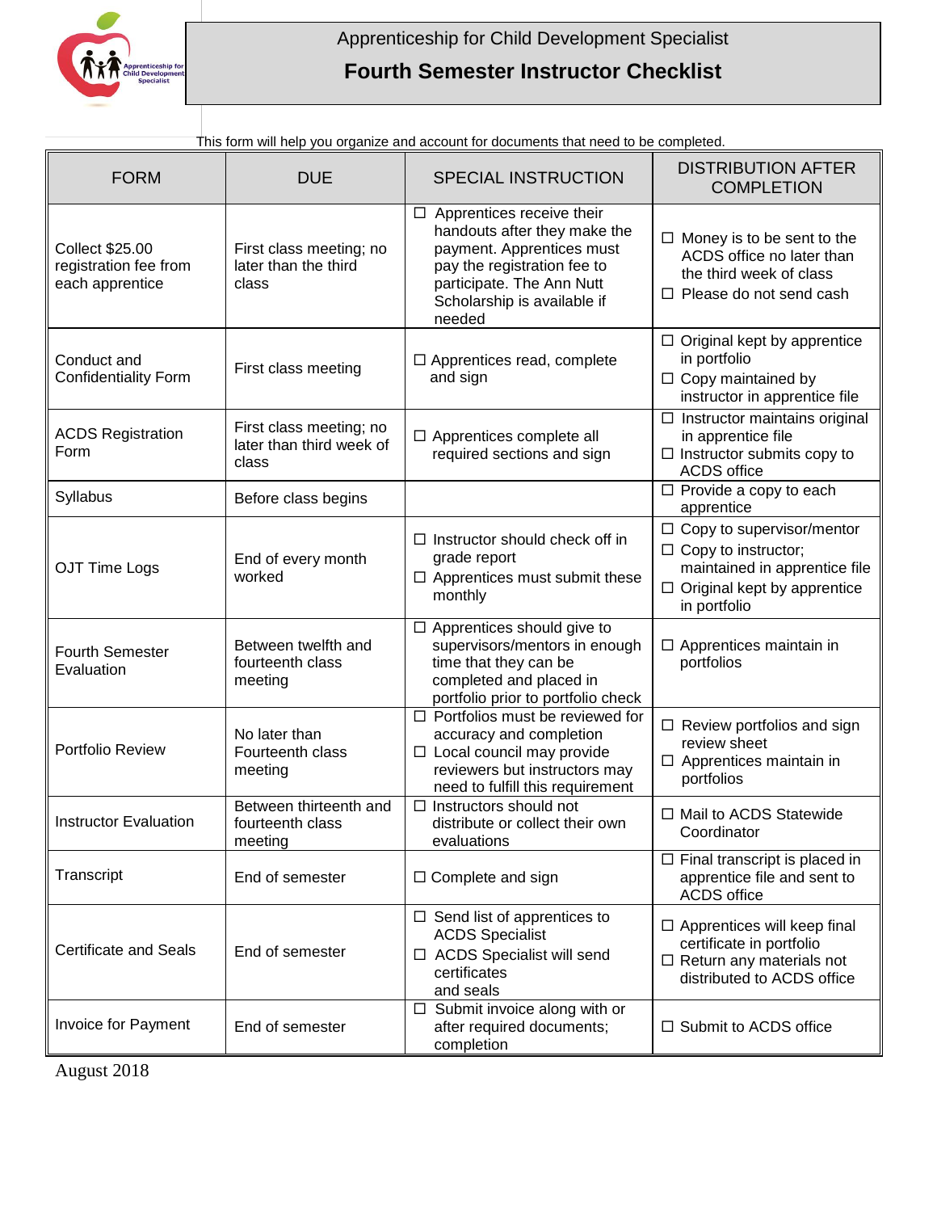Apprenticeship for Child Development Specialist

# Fourth Semester Instructor Checklist

This form will help you organize and account for documents that need to be completed.

| FORM | DUE | SPECIAL INSTRUCTION | DISTRIBUTION AFTER COMPLETION |
|---|---|---|---|
| Collect $25.00 registration fee from each apprentice | First class meeting; no later than the third class | ☐ Apprentices receive their handouts after they make the payment. Apprentices must pay the registration fee to participate. The Ann Nutt Scholarship is available if needed | ☐ Money is to be sent to the ACDS office no later than the third week of class<br>☐ Please do not send cash |
| Conduct and Confidentiality Form | First class meeting | ☐ Apprentices read, complete and sign | ☐ Original kept by apprentice in portfolio<br>☐ Copy maintained by instructor in apprentice file |
| ACDS Registration Form | First class meeting; no later than third week of class | ☐ Apprentices complete all required sections and sign | ☐ Instructor maintains original in apprentice file<br>☐ Instructor submits copy to ACDS office |
| Syllabus | Before class begins | | ☐ Provide a copy to each apprentice |
| OJT Time Logs | End of every month worked | ☐ Instructor should check off in grade report<br>☐ Apprentices must submit these monthly | ☐ Copy to supervisor/mentor<br>☐ Copy to instructor; maintained in apprentice file<br>☐ Original kept by apprentice in portfolio |
| Fourth Semester Evaluation | Between twelfth and fourteenth class meeting | ☐ Apprentices should give to supervisors/mentors in enough time that they can be completed and placed in portfolio prior to portfolio check | ☐ Apprentices maintain in portfolios |
| Portfolio Review | No later than Fourteenth class meeting | ☐ Portfolios must be reviewed for accuracy and completion<br>☐ Local council may provide reviewers but instructors may need to fulfill this requirement | ☐ Review portfolios and sign review sheet<br>☐ Apprentices maintain in portfolios |
| Instructor Evaluation | Between thirteenth and fourteenth class meeting | ☐ Instructors should not distribute or collect their own evaluations | ☐ Mail to ACDS Statewide Coordinator |
| Transcript | End of semester | ☐ Complete and sign | ☐ Final transcript is placed in apprentice file and sent to ACDS office |
| Certificate and Seals | End of semester | ☐ Send list of apprentices to ACDS Specialist<br>☐ ACDS Specialist will send certificates and seals | ☐ Apprentices will keep final certificate in portfolio<br>☐ Return any materials not distributed to ACDS office |
| Invoice for Payment | End of semester | ☐ Submit invoice along with or after required documents; completion | ☐ Submit to ACDS office |

August 2018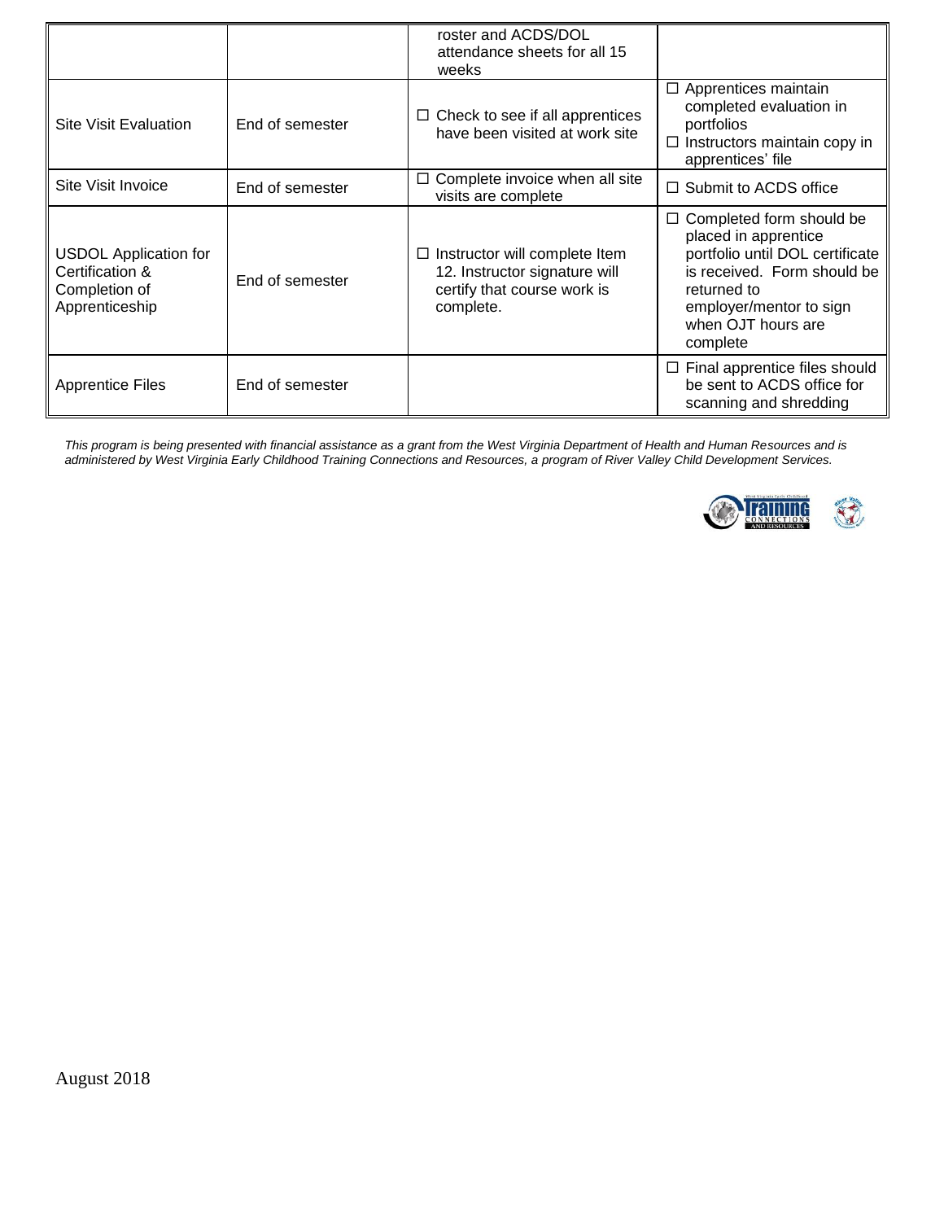| | | | |
|---|---|---|---|
| | | roster and ACDS/DOL attendance sheets for all 15 weeks | |
| Site Visit Evaluation | End of semester | ☐ Check to see if all apprentices have been visited at work site | ☐ Apprentices maintain completed evaluation in portfolios<br>☐ Instructors maintain copy in apprentices' file |
| Site Visit Invoice | End of semester | ☐ Complete invoice when all site visits are complete | ☐ Submit to ACDS office |
| USDOL Application for Certification & Completion of Apprenticeship | End of semester | ☐ Instructor will complete Item 12. Instructor signature will certify that course work is complete. | ☐ Completed form should be placed in apprentice portfolio until DOL certificate is received. Form should be returned to employer/mentor to sign when OJT hours are complete |
| Apprentice Files | End of semester | | ☐ Final apprentice files should be sent to ACDS office for scanning and shredding |

*This program is being presented with financial assistance as a grant from the West Virginia Department of Health and Human Resources and is administered by West Virginia Early Childhood Training Connections and Resources, a program of River Valley Child Development Services.*

August 2018